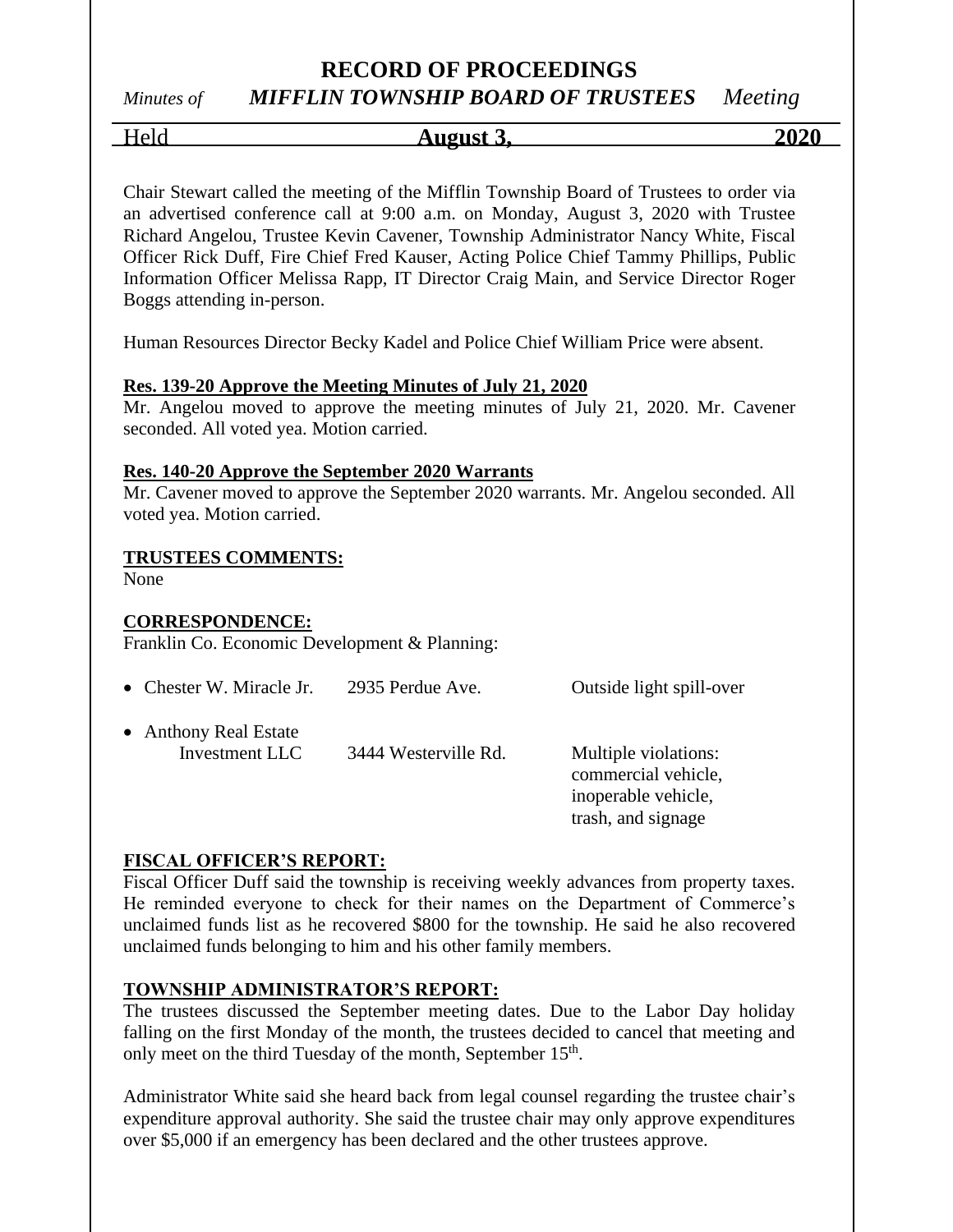# RECORD OF PROCEEDINGS

*Minutes of* ***MIFFLIN TOWNSHIP BOARD OF TRUSTEES*** *Meeting*

Held **August 3, 2020**

Chair Stewart called the meeting of the Mifflin Township Board of Trustees to order via an advertised conference call at 9:00 a.m. on Monday, August 3, 2020 with Trustee Richard Angelou, Trustee Kevin Cavener, Township Administrator Nancy White, Fiscal Officer Rick Duff, Fire Chief Fred Kauser, Acting Police Chief Tammy Phillips, Public Information Officer Melissa Rapp, IT Director Craig Main, and Service Director Roger Boggs attending in-person.

Human Resources Director Becky Kadel and Police Chief William Price were absent.

**Res. 139-20 Approve the Meeting Minutes of July 21, 2020**

Mr. Angelou moved to approve the meeting minutes of July 21, 2020. Mr. Cavener seconded. All voted yea. Motion carried.

**Res. 140-20 Approve the September 2020 Warrants**

Mr. Cavener moved to approve the September 2020 warrants. Mr. Angelou seconded. All voted yea. Motion carried.

**TRUSTEES COMMENTS:**

None

**CORRESPONDENCE:**

Franklin Co. Economic Development & Planning:

| | | |
|---|---|---|
| • Chester W. Miracle Jr. | 2935 Perdue Ave. | Outside light spill-over |
| • Anthony Real Estate Investment LLC | 3444 Westerville Rd. | Multiple violations: commercial vehicle, inoperable vehicle, trash, and signage |

**FISCAL OFFICER'S REPORT:**

Fiscal Officer Duff said the township is receiving weekly advances from property taxes. He reminded everyone to check for their names on the Department of Commerce's unclaimed funds list as he recovered $800 for the township. He said he also recovered unclaimed funds belonging to him and his other family members.

**TOWNSHIP ADMINISTRATOR'S REPORT:**

The trustees discussed the September meeting dates. Due to the Labor Day holiday falling on the first Monday of the month, the trustees decided to cancel that meeting and only meet on the third Tuesday of the month, September 15th.

Administrator White said she heard back from legal counsel regarding the trustee chair's expenditure approval authority. She said the trustee chair may only approve expenditures over $5,000 if an emergency has been declared and the other trustees approve.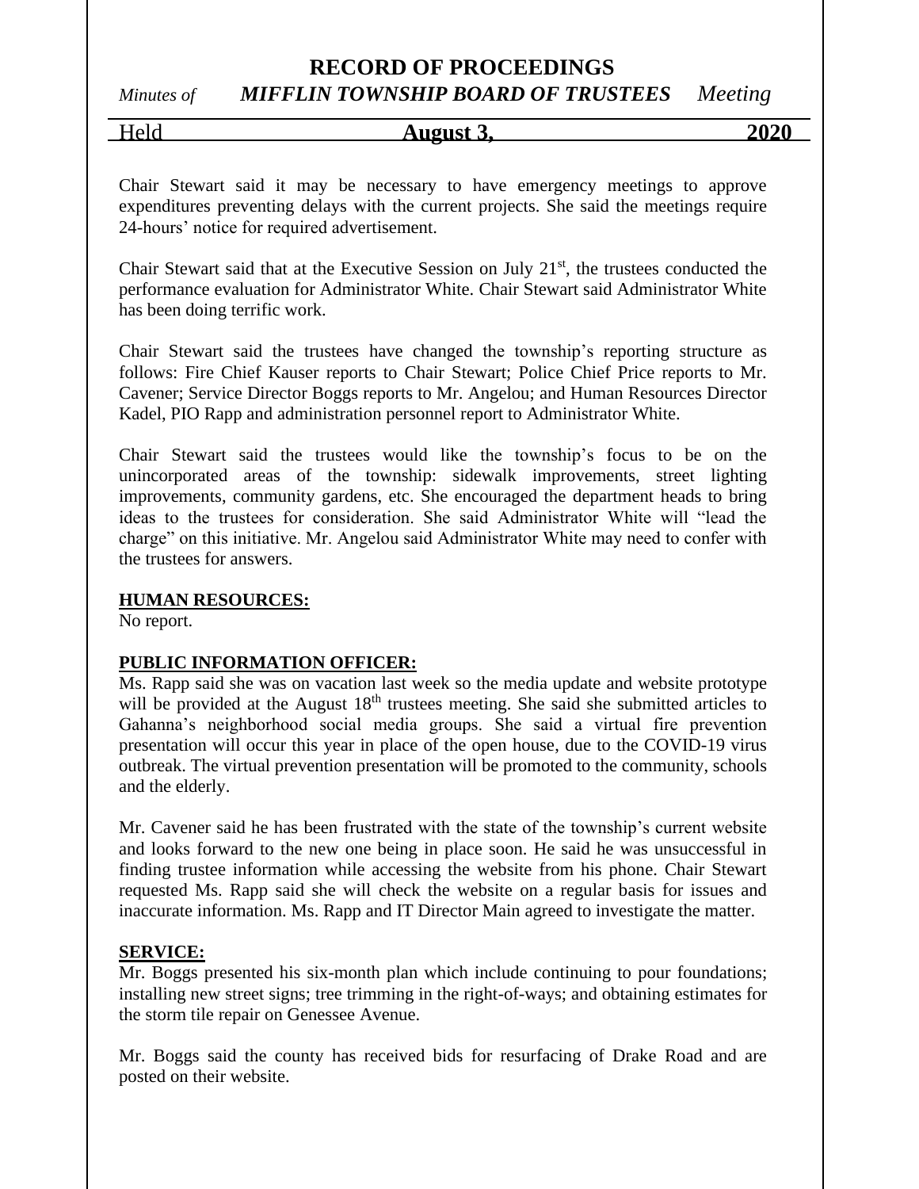Chair Stewart said it may be necessary to have emergency meetings to approve expenditures preventing delays with the current projects. She said the meetings require 24-hours' notice for required advertisement.

Chair Stewart said that at the Executive Session on July 21st, the trustees conducted the performance evaluation for Administrator White. Chair Stewart said Administrator White has been doing terrific work.

Chair Stewart said the trustees have changed the township's reporting structure as follows: Fire Chief Kauser reports to Chair Stewart; Police Chief Price reports to Mr. Cavener; Service Director Boggs reports to Mr. Angelou; and Human Resources Director Kadel, PIO Rapp and administration personnel report to Administrator White.

Chair Stewart said the trustees would like the township's focus to be on the unincorporated areas of the township: sidewalk improvements, street lighting improvements, community gardens, etc. She encouraged the department heads to bring ideas to the trustees for consideration. She said Administrator White will "lead the charge" on this initiative. Mr. Angelou said Administrator White may need to confer with the trustees for answers.

**HUMAN RESOURCES:**
No report.

**PUBLIC INFORMATION OFFICER:**
Ms. Rapp said she was on vacation last week so the media update and website prototype will be provided at the August 18th trustees meeting. She said she submitted articles to Gahanna's neighborhood social media groups. She said a virtual fire prevention presentation will occur this year in place of the open house, due to the COVID-19 virus outbreak. The virtual prevention presentation will be promoted to the community, schools and the elderly.

Mr. Cavener said he has been frustrated with the state of the township's current website and looks forward to the new one being in place soon. He said he was unsuccessful in finding trustee information while accessing the website from his phone. Chair Stewart requested Ms. Rapp said she will check the website on a regular basis for issues and inaccurate information. Ms. Rapp and IT Director Main agreed to investigate the matter.

**SERVICE:**
Mr. Boggs presented his six-month plan which include continuing to pour foundations; installing new street signs; tree trimming in the right-of-ways; and obtaining estimates for the storm tile repair on Genessee Avenue.

Mr. Boggs said the county has received bids for resurfacing of Drake Road and are posted on their website.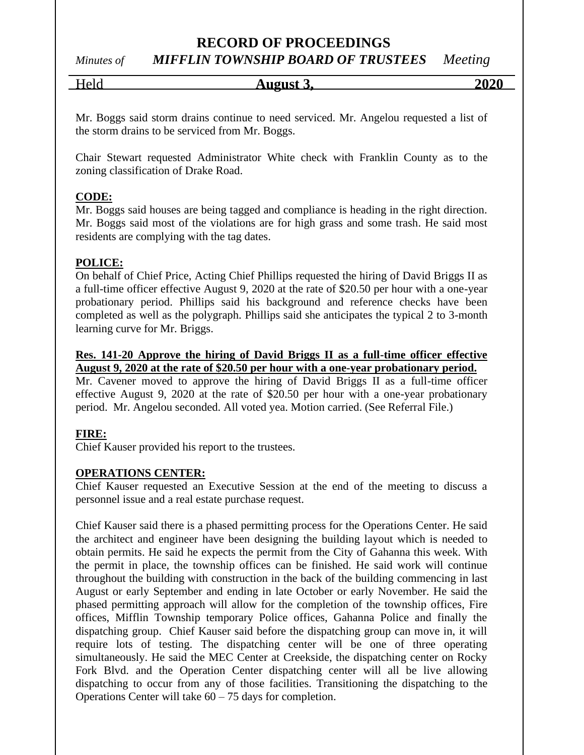Mr. Boggs said storm drains continue to need serviced. Mr. Angelou requested a list of the storm drains to be serviced from Mr. Boggs.

Chair Stewart requested Administrator White check with Franklin County as to the zoning classification of Drake Road.

**CODE:**

Mr. Boggs said houses are being tagged and compliance is heading in the right direction. Mr. Boggs said most of the violations are for high grass and some trash. He said most residents are complying with the tag dates.

**POLICE:**

On behalf of Chief Price, Acting Chief Phillips requested the hiring of David Briggs II as a full-time officer effective August 9, 2020 at the rate of $20.50 per hour with a one-year probationary period. Phillips said his background and reference checks have been completed as well as the polygraph. Phillips said she anticipates the typical 2 to 3-month learning curve for Mr. Briggs.

**Res. 141-20 Approve the hiring of David Briggs II as a full-time officer effective August 9, 2020 at the rate of $20.50 per hour with a one-year probationary period.**

Mr. Cavener moved to approve the hiring of David Briggs II as a full-time officer effective August 9, 2020 at the rate of $20.50 per hour with a one-year probationary period. Mr. Angelou seconded. All voted yea. Motion carried. (See Referral File.)

**FIRE:**

Chief Kauser provided his report to the trustees.

**OPERATIONS CENTER:**

Chief Kauser requested an Executive Session at the end of the meeting to discuss a personnel issue and a real estate purchase request.

Chief Kauser said there is a phased permitting process for the Operations Center. He said the architect and engineer have been designing the building layout which is needed to obtain permits. He said he expects the permit from the City of Gahanna this week. With the permit in place, the township offices can be finished. He said work will continue throughout the building with construction in the back of the building commencing in last August or early September and ending in late October or early November. He said the phased permitting approach will allow for the completion of the township offices, Fire offices, Mifflin Township temporary Police offices, Gahanna Police and finally the dispatching group. Chief Kauser said before the dispatching group can move in, it will require lots of testing. The dispatching center will be one of three operating simultaneously. He said the MEC Center at Creekside, the dispatching center on Rocky Fork Blvd. and the Operation Center dispatching center will all be live allowing dispatching to occur from any of those facilities. Transitioning the dispatching to the Operations Center will take 60 – 75 days for completion.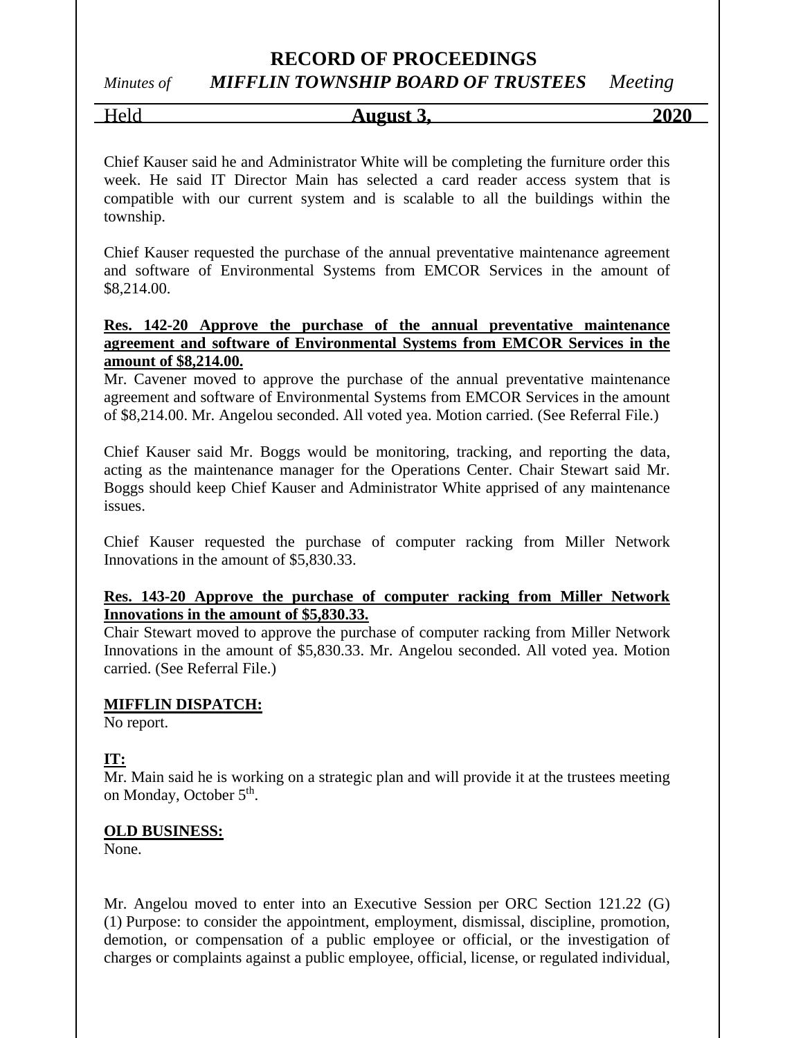Chief Kauser said he and Administrator White will be completing the furniture order this week. He said IT Director Main has selected a card reader access system that is compatible with our current system and is scalable to all the buildings within the township.

Chief Kauser requested the purchase of the annual preventative maintenance agreement and software of Environmental Systems from EMCOR Services in the amount of $8,214.00.

**Res. 142-20 Approve the purchase of the annual preventative maintenance agreement and software of Environmental Systems from EMCOR Services in the amount of $8,214.00.**

Mr. Cavener moved to approve the purchase of the annual preventative maintenance agreement and software of Environmental Systems from EMCOR Services in the amount of $8,214.00. Mr. Angelou seconded. All voted yea. Motion carried. (See Referral File.)

Chief Kauser said Mr. Boggs would be monitoring, tracking, and reporting the data, acting as the maintenance manager for the Operations Center. Chair Stewart said Mr. Boggs should keep Chief Kauser and Administrator White apprised of any maintenance issues.

Chief Kauser requested the purchase of computer racking from Miller Network Innovations in the amount of $5,830.33.

**Res. 143-20 Approve the purchase of computer racking from Miller Network Innovations in the amount of $5,830.33.**

Chair Stewart moved to approve the purchase of computer racking from Miller Network Innovations in the amount of $5,830.33. Mr. Angelou seconded. All voted yea. Motion carried. (See Referral File.)

**MIFFLIN DISPATCH:**

No report.

**IT:**

Mr. Main said he is working on a strategic plan and will provide it at the trustees meeting on Monday, October 5th.

**OLD BUSINESS:**

None.

Mr. Angelou moved to enter into an Executive Session per ORC Section 121.22 (G) (1) Purpose: to consider the appointment, employment, dismissal, discipline, promotion, demotion, or compensation of a public employee or official, or the investigation of charges or complaints against a public employee, official, license, or regulated individual,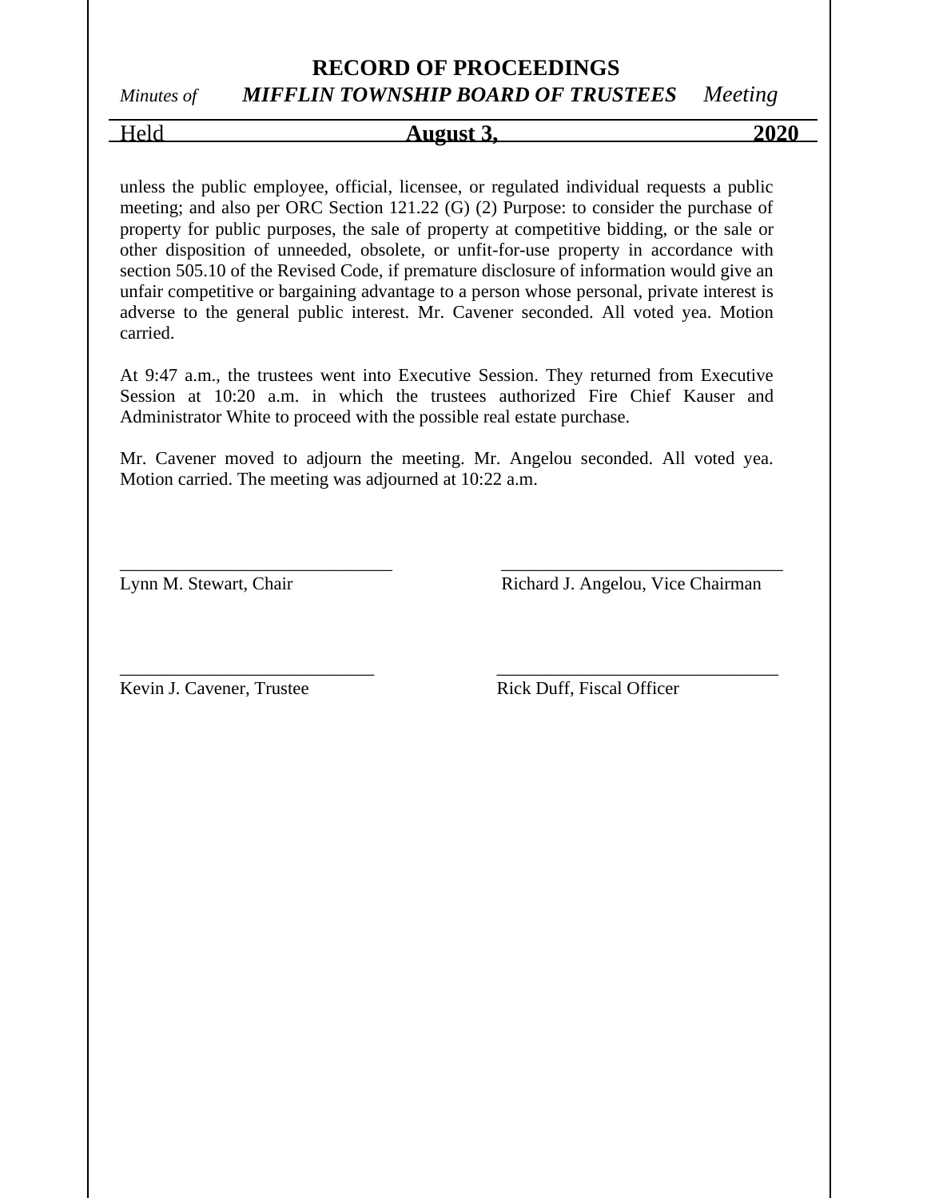unless the public employee, official, licensee, or regulated individual requests a public meeting; and also per ORC Section 121.22 (G) (2) Purpose: to consider the purchase of property for public purposes, the sale of property at competitive bidding, or the sale or other disposition of unneeded, obsolete, or unfit-for-use property in accordance with section 505.10 of the Revised Code, if premature disclosure of information would give an unfair competitive or bargaining advantage to a person whose personal, private interest is adverse to the general public interest. Mr. Cavener seconded. All voted yea. Motion carried.

At 9:47 a.m., the trustees went into Executive Session. They returned from Executive Session at 10:20 a.m. in which the trustees authorized Fire Chief Kauser and Administrator White to proceed with the possible real estate purchase.

Mr. Cavener moved to adjourn the meeting. Mr. Angelou seconded. All voted yea. Motion carried. The meeting was adjourned at 10:22 a.m.

______________________________
Lynn M. Stewart, Chair

______________________________
Richard J. Angelou, Vice Chairman

______________________________
Kevin J. Cavener, Trustee

______________________________
Rick Duff, Fiscal Officer